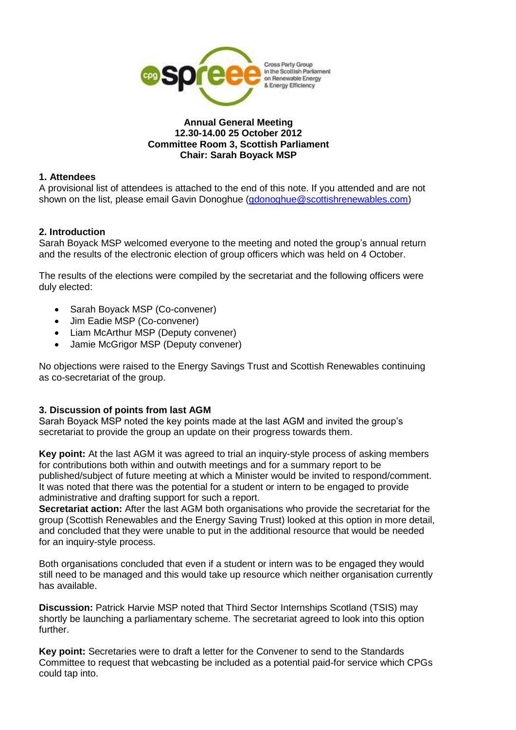Cross Party Group in the Scottish Parliament on Renewable Energy & Energy Efficiency

**Annual General Meeting**
**12.30-14.00 25 October 2012**
**Committee Room 3, Scottish Parliament**
**Chair: Sarah Boyack MSP**

**1. Attendees**
A provisional list of attendees is attached to the end of this note. If you attended and are not shown on the list, please email Gavin Donoghue (gdonoghue@scottishrenewables.com)

**2. Introduction**
Sarah Boyack MSP welcomed everyone to the meeting and noted the group's annual return and the results of the electronic election of group officers which was held on 4 October.

The results of the elections were compiled by the secretariat and the following officers were duly elected:

- Sarah Boyack MSP (Co-convener)
- Jim Eadie MSP (Co-convener)
- Liam McArthur MSP (Deputy convener)
- Jamie McGrigor MSP (Deputy convener)

No objections were raised to the Energy Savings Trust and Scottish Renewables continuing as co-secretariat of the group.

**3. Discussion of points from last AGM**
Sarah Boyack MSP noted the key points made at the last AGM and invited the group's secretariat to provide the group an update on their progress towards them.

**Key point:** At the last AGM it was agreed to trial an inquiry-style process of asking members for contributions both within and outwith meetings and for a summary report to be published/subject of future meeting at which a Minister would be invited to respond/comment. It was noted that there was the potential for a student or intern to be engaged to provide administrative and drafting support for such a report.
**Secretariat action:** After the last AGM both organisations who provide the secretariat for the group (Scottish Renewables and the Energy Saving Trust) looked at this option in more detail, and concluded that they were unable to put in the additional resource that would be needed for an inquiry-style process.

Both organisations concluded that even if a student or intern was to be engaged they would still need to be managed and this would take up resource which neither organisation currently has available.

**Discussion:** Patrick Harvie MSP noted that Third Sector Internships Scotland (TSIS) may shortly be launching a parliamentary scheme. The secretariat agreed to look into this option further.

**Key point:** Secretaries were to draft a letter for the Convener to send to the Standards Committee to request that webcasting be included as a potential paid-for service which CPGs could tap into.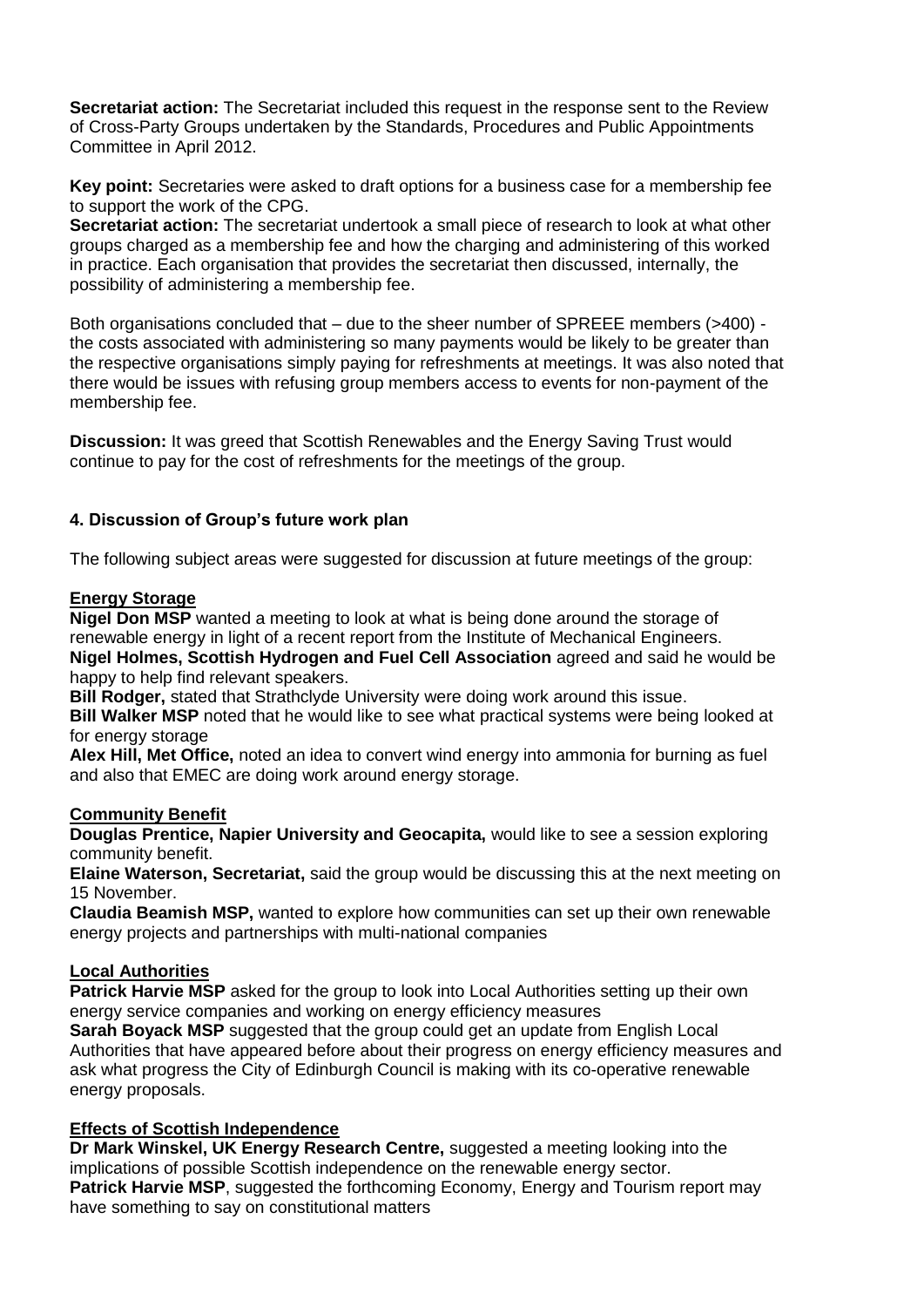**Secretariat action:** The Secretariat included this request in the response sent to the Review of Cross-Party Groups undertaken by the Standards, Procedures and Public Appointments Committee in April 2012.

**Key point:** Secretaries were asked to draft options for a business case for a membership fee to support the work of the CPG.

**Secretariat action:** The secretariat undertook a small piece of research to look at what other groups charged as a membership fee and how the charging and administering of this worked in practice. Each organisation that provides the secretariat then discussed, internally, the possibility of administering a membership fee.

Both organisations concluded that – due to the sheer number of SPREEE members (>400) - the costs associated with administering so many payments would be likely to be greater than the respective organisations simply paying for refreshments at meetings. It was also noted that there would be issues with refusing group members access to events for non-payment of the membership fee.

**Discussion:** It was greed that Scottish Renewables and the Energy Saving Trust would continue to pay for the cost of refreshments for the meetings of the group.

## 4. Discussion of Group's future work plan

The following subject areas were suggested for discussion at future meetings of the group:

**Energy Storage**

**Nigel Don MSP** wanted a meeting to look at what is being done around the storage of renewable energy in light of a recent report from the Institute of Mechanical Engineers.

**Nigel Holmes, Scottish Hydrogen and Fuel Cell Association** agreed and said he would be happy to help find relevant speakers.

**Bill Rodger,** stated that Strathclyde University were doing work around this issue.

**Bill Walker MSP** noted that he would like to see what practical systems were being looked at for energy storage

**Alex Hill, Met Office,** noted an idea to convert wind energy into ammonia for burning as fuel and also that EMEC are doing work around energy storage.

**Community Benefit**

**Douglas Prentice, Napier University and Geocapita,** would like to see a session exploring community benefit.

**Elaine Waterson, Secretariat,** said the group would be discussing this at the next meeting on 15 November.

**Claudia Beamish MSP,** wanted to explore how communities can set up their own renewable energy projects and partnerships with multi-national companies

**Local Authorities**

**Patrick Harvie MSP** asked for the group to look into Local Authorities setting up their own energy service companies and working on energy efficiency measures

**Sarah Boyack MSP** suggested that the group could get an update from English Local Authorities that have appeared before about their progress on energy efficiency measures and ask what progress the City of Edinburgh Council is making with its co-operative renewable energy proposals.

**Effects of Scottish Independence**

**Dr Mark Winskel, UK Energy Research Centre,** suggested a meeting looking into the implications of possible Scottish independence on the renewable energy sector.

**Patrick Harvie MSP**, suggested the forthcoming Economy, Energy and Tourism report may have something to say on constitutional matters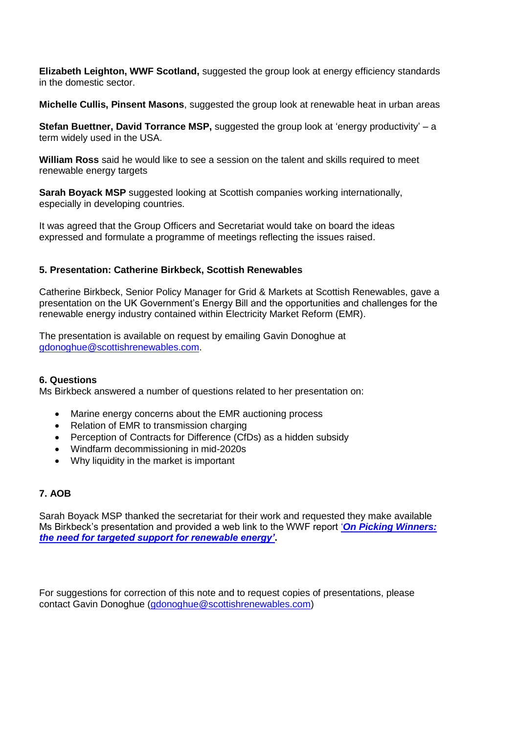**Elizabeth Leighton, WWF Scotland,** suggested the group look at energy efficiency standards in the domestic sector.

**Michelle Cullis, Pinsent Masons**, suggested the group look at renewable heat in urban areas

**Stefan Buettner, David Torrance MSP,** suggested the group look at 'energy productivity' – a term widely used in the USA.

**William Ross** said he would like to see a session on the talent and skills required to meet renewable energy targets

**Sarah Boyack MSP** suggested looking at Scottish companies working internationally, especially in developing countries.

It was agreed that the Group Officers and Secretariat would take on board the ideas expressed and formulate a programme of meetings reflecting the issues raised.

### 5. Presentation: Catherine Birkbeck, Scottish Renewables

Catherine Birkbeck, Senior Policy Manager for Grid & Markets at Scottish Renewables, gave a presentation on the UK Government's Energy Bill and the opportunities and challenges for the renewable energy industry contained within Electricity Market Reform (EMR).

The presentation is available on request by emailing Gavin Donoghue at gdonoghue@scottishrenewables.com.

### 6. Questions

Ms Birkbeck answered a number of questions related to her presentation on:

- Marine energy concerns about the EMR auctioning process
- Relation of EMR to transmission charging
- Perception of Contracts for Difference (CfDs) as a hidden subsidy
- Windfarm decommissioning in mid-2020s
- Why liquidity in the market is important

### 7. AOB

Sarah Boyack MSP thanked the secretariat for their work and requested they make available Ms Birkbeck's presentation and provided a web link to the WWF report ***'On Picking Winners: the need for targeted support for renewable energy'*****.**

For suggestions for correction of this note and to request copies of presentations, please contact Gavin Donoghue (gdonoghue@scottishrenewables.com)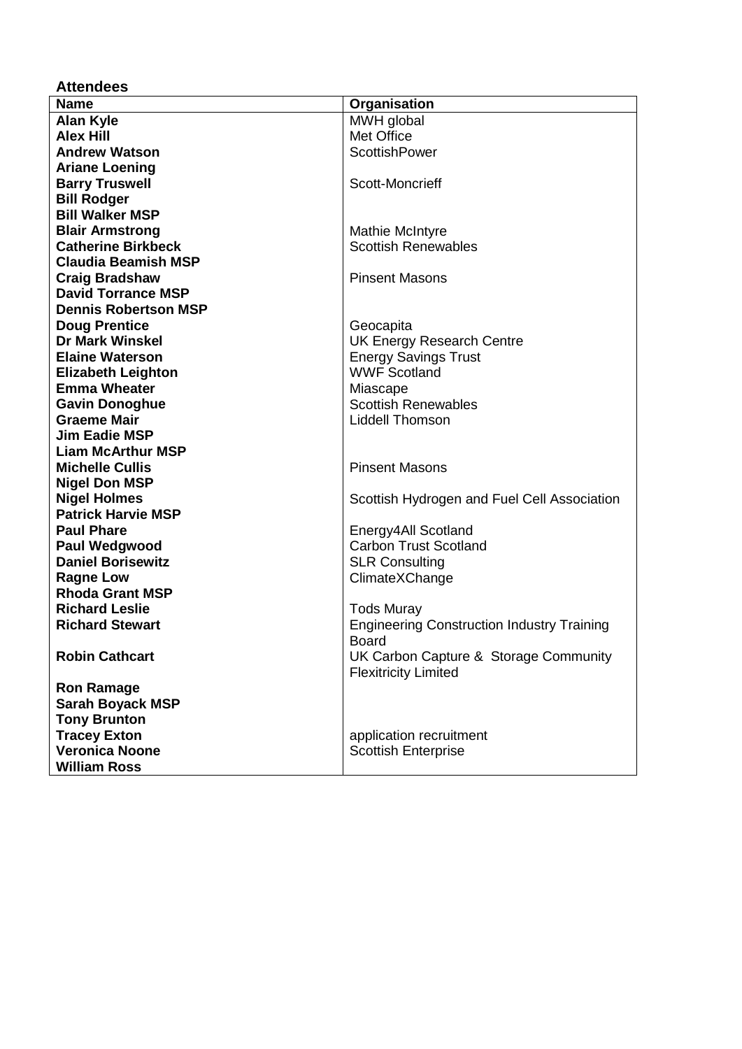**Attendees**

| **Name** | **Organisation** |
|---|---|
| **Alan Kyle** | MWH global |
| **Alex Hill** | Met Office |
| **Andrew Watson** | ScottishPower |
| **Ariane Loening** | |
| **Barry Truswell** | Scott-Moncrieff |
| **Bill Rodger** | |
| **Bill Walker MSP** | |
| **Blair Armstrong** | Mathie McIntyre |
| **Catherine Birkbeck** | Scottish Renewables |
| **Claudia Beamish MSP** | |
| **Craig Bradshaw** | Pinsent Masons |
| **David Torrance MSP** | |
| **Dennis Robertson MSP** | |
| **Doug Prentice** | Geocapita |
| **Dr Mark Winskel** | UK Energy Research Centre |
| **Elaine Waterson** | Energy Savings Trust |
| **Elizabeth Leighton** | WWF Scotland |
| **Emma Wheater** | Miascape |
| **Gavin Donoghue** | Scottish Renewables |
| **Graeme Mair** | Liddell Thomson |
| **Jim Eadie MSP** | |
| **Liam McArthur MSP** | |
| **Michelle Cullis** | Pinsent Masons |
| **Nigel Don MSP** | |
| **Nigel Holmes** | Scottish Hydrogen and Fuel Cell Association |
| **Patrick Harvie MSP** | |
| **Paul Phare** | Energy4All Scotland |
| **Paul Wedgwood** | Carbon Trust Scotland |
| **Daniel Borisewitz** | SLR Consulting |
| **Ragne Low** | ClimateXChange |
| **Rhoda Grant MSP** | |
| **Richard Leslie** | Tods Muray |
| **Richard Stewart** | Engineering Construction Industry Training Board |
| **Robin Cathcart** | UK Carbon Capture & Storage Community<br>Flexitricity Limited |
| **Ron Ramage** | |
| **Sarah Boyack MSP** | |
| **Tony Brunton** | |
| **Tracey Exton** | application recruitment |
| **Veronica Noone** | Scottish Enterprise |
| **William Ross** | |